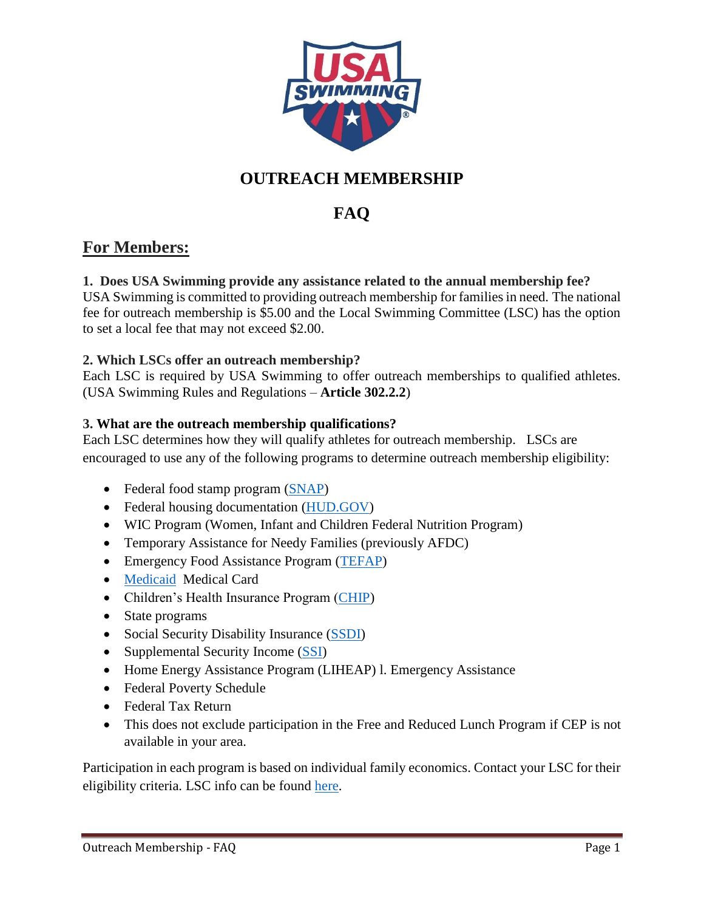# OUTREACH MEMBERSHIP

# FAQ

## For Members:

**1. Does USA Swimming provide any assistance related to the annual membership fee?**
USA Swimming is committed to providing outreach membership for families in need. The national fee for outreach membership is $5.00 and the Local Swimming Committee (LSC) has the option to set a local fee that may not exceed $2.00.

**2. Which LSCs offer an outreach membership?**
Each LSC is required by USA Swimming to offer outreach memberships to qualified athletes. (USA Swimming Rules and Regulations – **Article 302.2.2**)

**3. What are the outreach membership qualifications?**
Each LSC determines how they will qualify athletes for outreach membership. LSCs are encouraged to use any of the following programs to determine outreach membership eligibility:

- Federal food stamp program (SNAP)
- Federal housing documentation (HUD.GOV)
- WIC Program (Women, Infant and Children Federal Nutrition Program)
- Temporary Assistance for Needy Families (previously AFDC)
- Emergency Food Assistance Program (TEFAP)
- Medicaid Medical Card
- Children's Health Insurance Program (CHIP)
- State programs
- Social Security Disability Insurance (SSDI)
- Supplemental Security Income (SSI)
- Home Energy Assistance Program (LIHEAP) l. Emergency Assistance
- Federal Poverty Schedule
- Federal Tax Return
- This does not exclude participation in the Free and Reduced Lunch Program if CEP is not available in your area.

Participation in each program is based on individual family economics. Contact your LSC for their eligibility criteria. LSC info can be found here.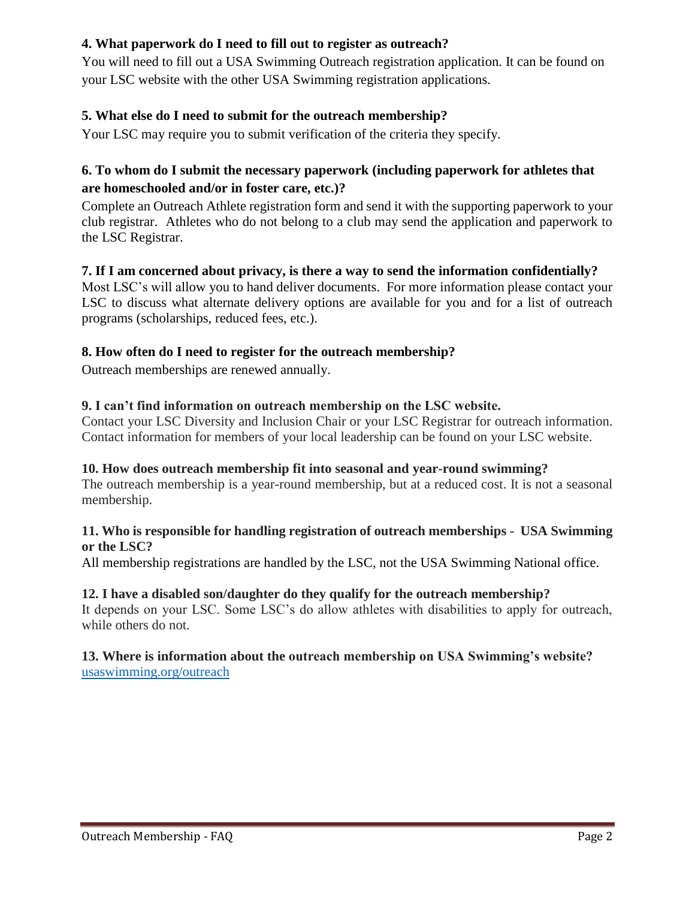**4. What paperwork do I need to fill out to register as outreach?**

You will need to fill out a USA Swimming Outreach registration application. It can be found on your LSC website with the other USA Swimming registration applications.

**5. What else do I need to submit for the outreach membership?**

Your LSC may require you to submit verification of the criteria they specify.

**6. To whom do I submit the necessary paperwork (including paperwork for athletes that are homeschooled and/or in foster care, etc.)?**

Complete an Outreach Athlete registration form and send it with the supporting paperwork to your club registrar. Athletes who do not belong to a club may send the application and paperwork to the LSC Registrar.

**7. If I am concerned about privacy, is there a way to send the information confidentially?**

Most LSC's will allow you to hand deliver documents. For more information please contact your LSC to discuss what alternate delivery options are available for you and for a list of outreach programs (scholarships, reduced fees, etc.).

**8. How often do I need to register for the outreach membership?**

Outreach memberships are renewed annually.

**9. I can't find information on outreach membership on the LSC website.**

Contact your LSC Diversity and Inclusion Chair or your LSC Registrar for outreach information. Contact information for members of your local leadership can be found on your LSC website.

**10. How does outreach membership fit into seasonal and year-round swimming?**

The outreach membership is a year-round membership, but at a reduced cost. It is not a seasonal membership.

**11. Who is responsible for handling registration of outreach memberships - USA Swimming or the LSC?**

All membership registrations are handled by the LSC, not the USA Swimming National office.

**12. I have a disabled son/daughter do they qualify for the outreach membership?**

It depends on your LSC. Some LSC's do allow athletes with disabilities to apply for outreach, while others do not.

**13. Where is information about the outreach membership on USA Swimming's website?**

usaswimming.org/outreach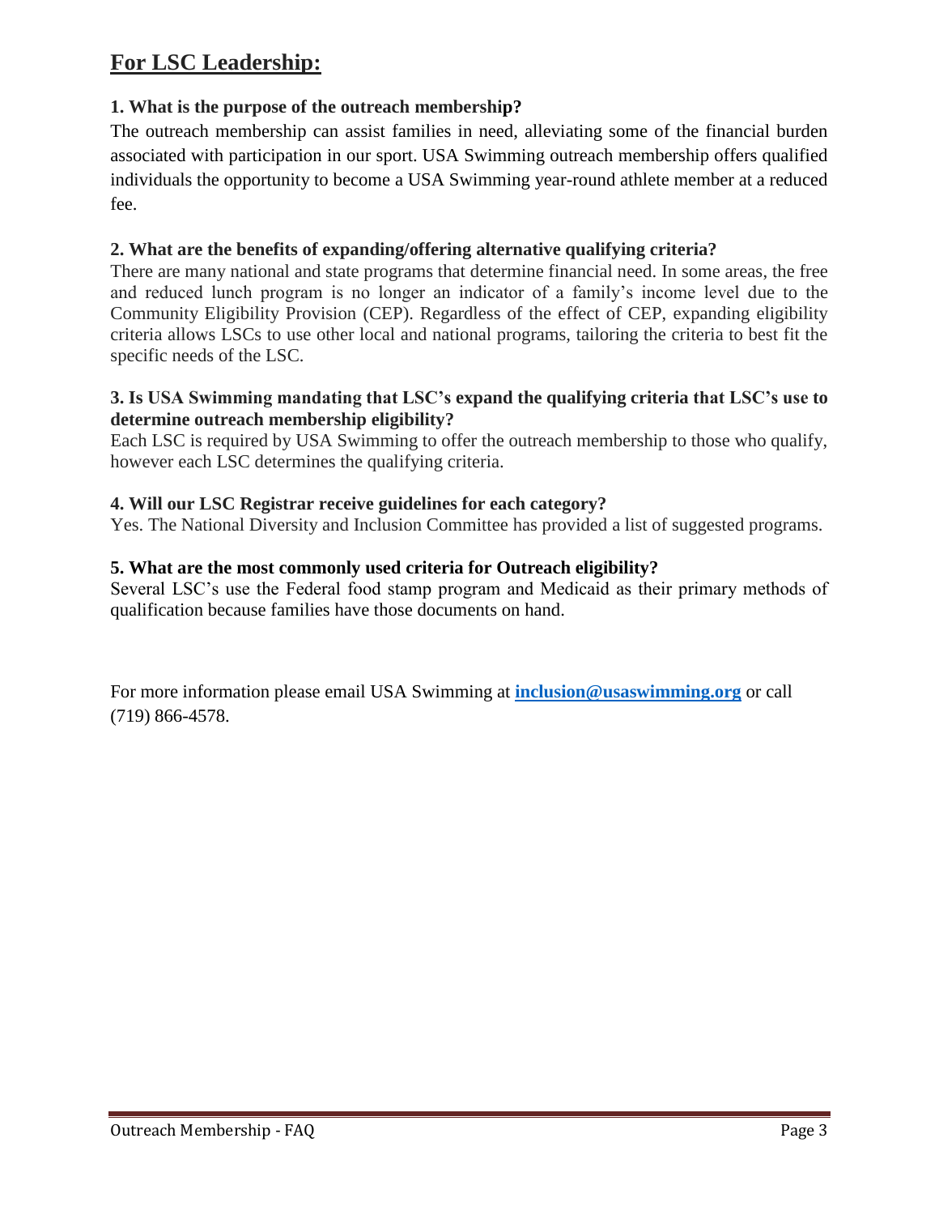## For LSC Leadership:

**1. What is the purpose of the outreach membership?**

The outreach membership can assist families in need, alleviating some of the financial burden associated with participation in our sport. USA Swimming outreach membership offers qualified individuals the opportunity to become a USA Swimming year-round athlete member at a reduced fee.

**2. What are the benefits of expanding/offering alternative qualifying criteria?**

There are many national and state programs that determine financial need. In some areas, the free and reduced lunch program is no longer an indicator of a family's income level due to the Community Eligibility Provision (CEP). Regardless of the effect of CEP, expanding eligibility criteria allows LSCs to use other local and national programs, tailoring the criteria to best fit the specific needs of the LSC.

**3. Is USA Swimming mandating that LSC's expand the qualifying criteria that LSC's use to determine outreach membership eligibility?**

Each LSC is required by USA Swimming to offer the outreach membership to those who qualify, however each LSC determines the qualifying criteria.

**4. Will our LSC Registrar receive guidelines for each category?**

Yes. The National Diversity and Inclusion Committee has provided a list of suggested programs.

**5. What are the most commonly used criteria for Outreach eligibility?**

Several LSC's use the Federal food stamp program and Medicaid as their primary methods of qualification because families have those documents on hand.

For more information please email USA Swimming at **inclusion@usaswimming.org** or call (719) 866-4578.